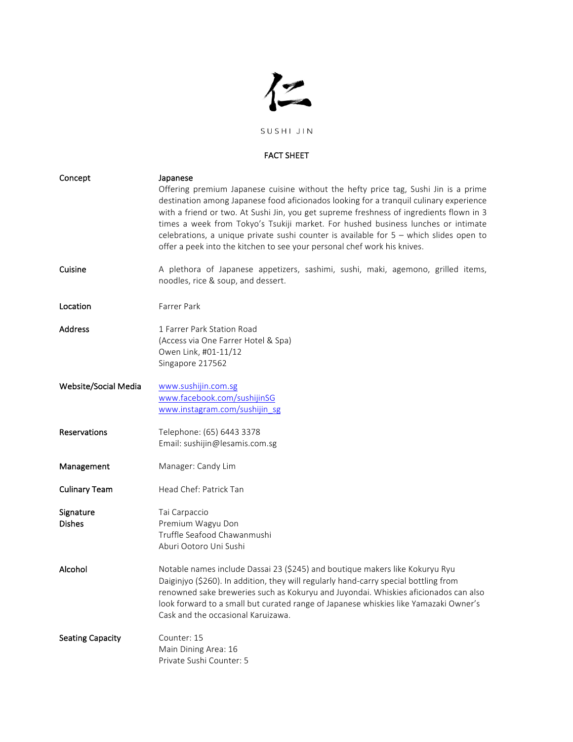仁

SUSHI JIN

# FACT SHEET

| | |
|---|---|
| **Concept** | **Japanese**<br>Offering premium Japanese cuisine without the hefty price tag, Sushi Jin is a prime destination among Japanese food aficionados looking for a tranquil culinary experience with a friend or two. At Sushi Jin, you get supreme freshness of ingredients flown in 3 times a week from Tokyo's Tsukiji market. For hushed business lunches or intimate celebrations, a unique private sushi counter is available for 5 – which slides open to offer a peek into the kitchen to see your personal chef work his knives. |
| **Cuisine** | A plethora of Japanese appetizers, sashimi, sushi, maki, agemono, grilled items, noodles, rice & soup, and dessert. |
| **Location** | Farrer Park |
| **Address** | 1 Farrer Park Station Road<br>(Access via One Farrer Hotel & Spa)<br>Owen Link, #01-11/12<br>Singapore 217562 |
| **Website/Social Media** | www.sushijin.com.sg<br>www.facebook.com/sushijinSG<br>www.instagram.com/sushijin_sg |
| **Reservations** | Telephone: (65) 6443 3378<br>Email: sushijin@lesamis.com.sg |
| **Management** | Manager: Candy Lim |
| **Culinary Team** | Head Chef: Patrick Tan |
| **Signature Dishes** | Tai Carpaccio<br>Premium Wagyu Don<br>Truffle Seafood Chawanmushi<br>Aburi Ootoro Uni Sushi |
| **Alcohol** | Notable names include Dassai 23 ($245) and boutique makers like Kokuryu Ryu Daiginjyo ($260). In addition, they will regularly hand-carry special bottling from renowned sake breweries such as Kokuryu and Juyondai. Whiskies aficionados can also look forward to a small but curated range of Japanese whiskies like Yamazaki Owner's Cask and the occasional Karuizawa. |
| **Seating Capacity** | Counter: 15<br>Main Dining Area: 16<br>Private Sushi Counter: 5 |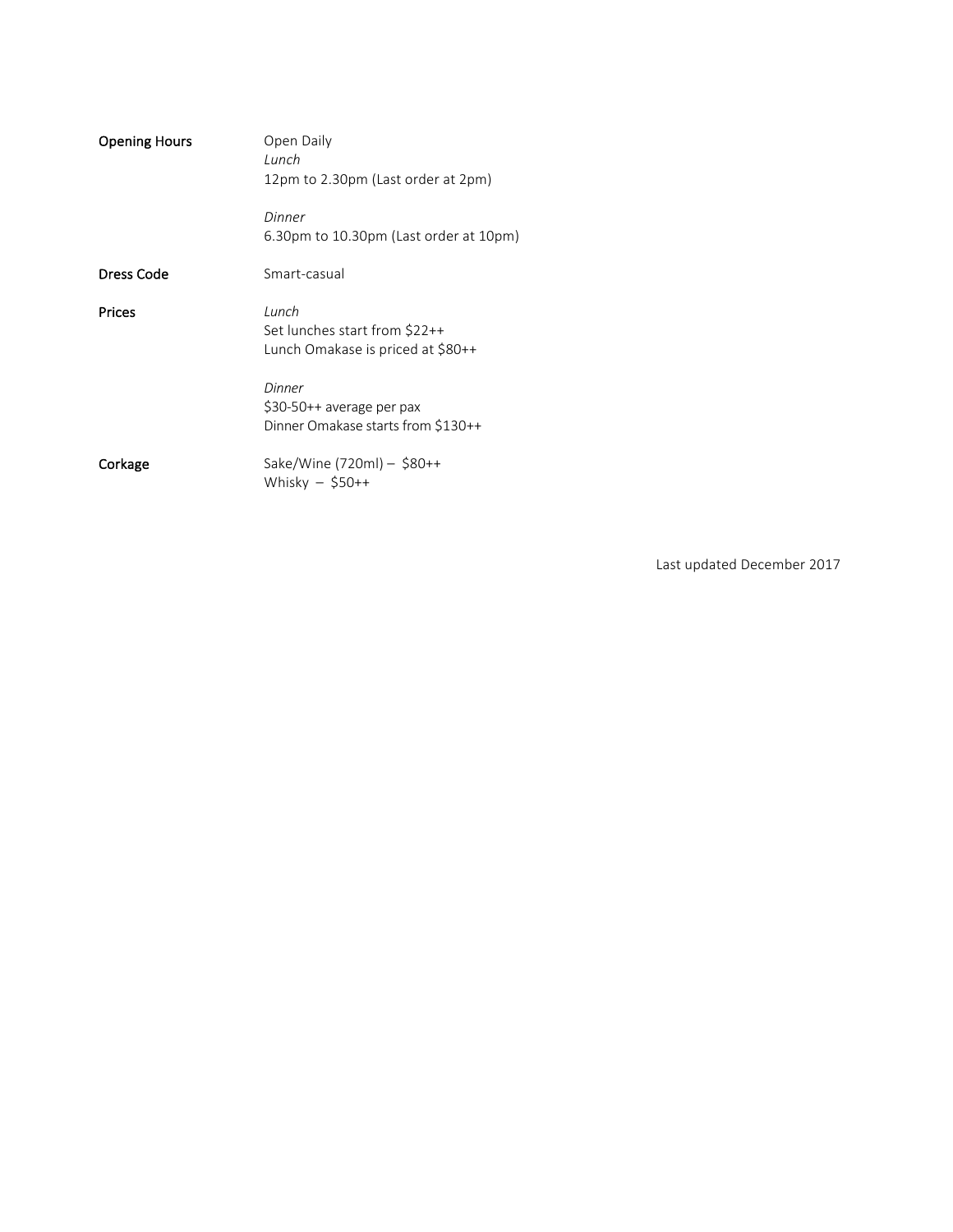| | |
|---|---|
| **Opening Hours** | Open Daily<br>*Lunch*<br>12pm to 2.30pm (Last order at 2pm)<br><br>*Dinner*<br>6.30pm to 10.30pm (Last order at 10pm) |
| **Dress Code** | Smart-casual |
| **Prices** | *Lunch*<br>Set lunches start from $22++<br>Lunch Omakase is priced at $80++<br><br>*Dinner*<br>$30-50++ average per pax<br>Dinner Omakase starts from $130++ |
| **Corkage** | Sake/Wine (720ml) – $80++<br>Whisky – $50++ |

Last updated December 2017